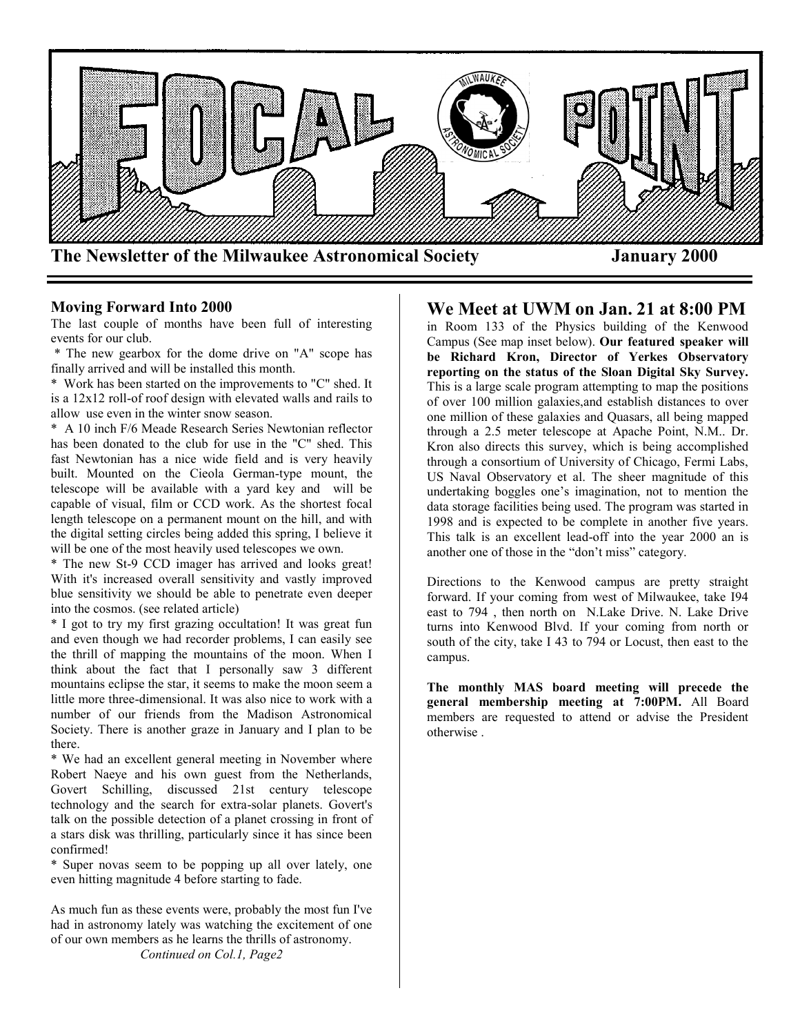# FOCAL POINT

**The Newsletter of the Milwaukee Astronomical Society** **January 2000**

### Moving Forward Into 2000

The last couple of months have been full of interesting events for our club.

* The new gearbox for the dome drive on "A" scope has finally arrived and will be installed this month.
* Work has been started on the improvements to "C" shed. It is a 12x12 roll-of roof design with elevated walls and rails to allow use even in the winter snow season.
* A 10 inch F/6 Meade Research Series Newtonian reflector has been donated to the club for use in the "C" shed. This fast Newtonian has a nice wide field and is very heavily built. Mounted on the Cieola German-type mount, the telescope will be available with a yard key and will be capable of visual, film or CCD work. As the shortest focal length telescope on a permanent mount on the hill, and with the digital setting circles being added this spring, I believe it will be one of the most heavily used telescopes we own.
* The new St-9 CCD imager has arrived and looks great! With it's increased overall sensitivity and vastly improved blue sensitivity we should be able to penetrate even deeper into the cosmos. (see related article)
* I got to try my first grazing occultation! It was great fun and even though we had recorder problems, I can easily see the thrill of mapping the mountains of the moon. When I think about the fact that I personally saw 3 different mountains eclipse the star, it seems to make the moon seem a little more three-dimensional. It was also nice to work with a number of our friends from the Madison Astronomical Society. There is another graze in January and I plan to be there.
* We had an excellent general meeting in November where Robert Naeye and his own guest from the Netherlands, Govert Schilling, discussed 21st century telescope technology and the search for extra-solar planets. Govert's talk on the possible detection of a planet crossing in front of a stars disk was thrilling, particularly since it has since been confirmed!
* Super novas seem to be popping up all over lately, one even hitting magnitude 4 before starting to fade.

As much fun as these events were, probably the most fun I've had in astronomy lately was watching the excitement of one of our own members as he learns the thrills of astronomy.

*Continued on Col.1, Page2*

## We Meet at UWM on Jan. 21 at 8:00 PM

in Room 133 of the Physics building of the Kenwood Campus (See map inset below). **Our featured speaker will be Richard Kron, Director of Yerkes Observatory reporting on the status of the Sloan Digital Sky Survey.** This is a large scale program attempting to map the positions of over 100 million galaxies,and establish distances to over one million of these galaxies and Quasars, all being mapped through a 2.5 meter telescope at Apache Point, N.M.. Dr. Kron also directs this survey, which is being accomplished through a consortium of University of Chicago, Fermi Labs, US Naval Observatory et al. The sheer magnitude of this undertaking boggles one's imagination, not to mention the data storage facilities being used. The program was started in 1998 and is expected to be complete in another five years. This talk is an excellent lead-off into the year 2000 an is another one of those in the "don't miss" category.

Directions to the Kenwood campus are pretty straight forward. If your coming from west of Milwaukee, take I94 east to 794 , then north on N.Lake Drive. N. Lake Drive turns into Kenwood Blvd. If your coming from north or south of the city, take I 43 to 794 or Locust, then east to the campus.

**The monthly MAS board meeting will precede the general membership meeting at 7:00PM.** All Board members are requested to attend or advise the President otherwise .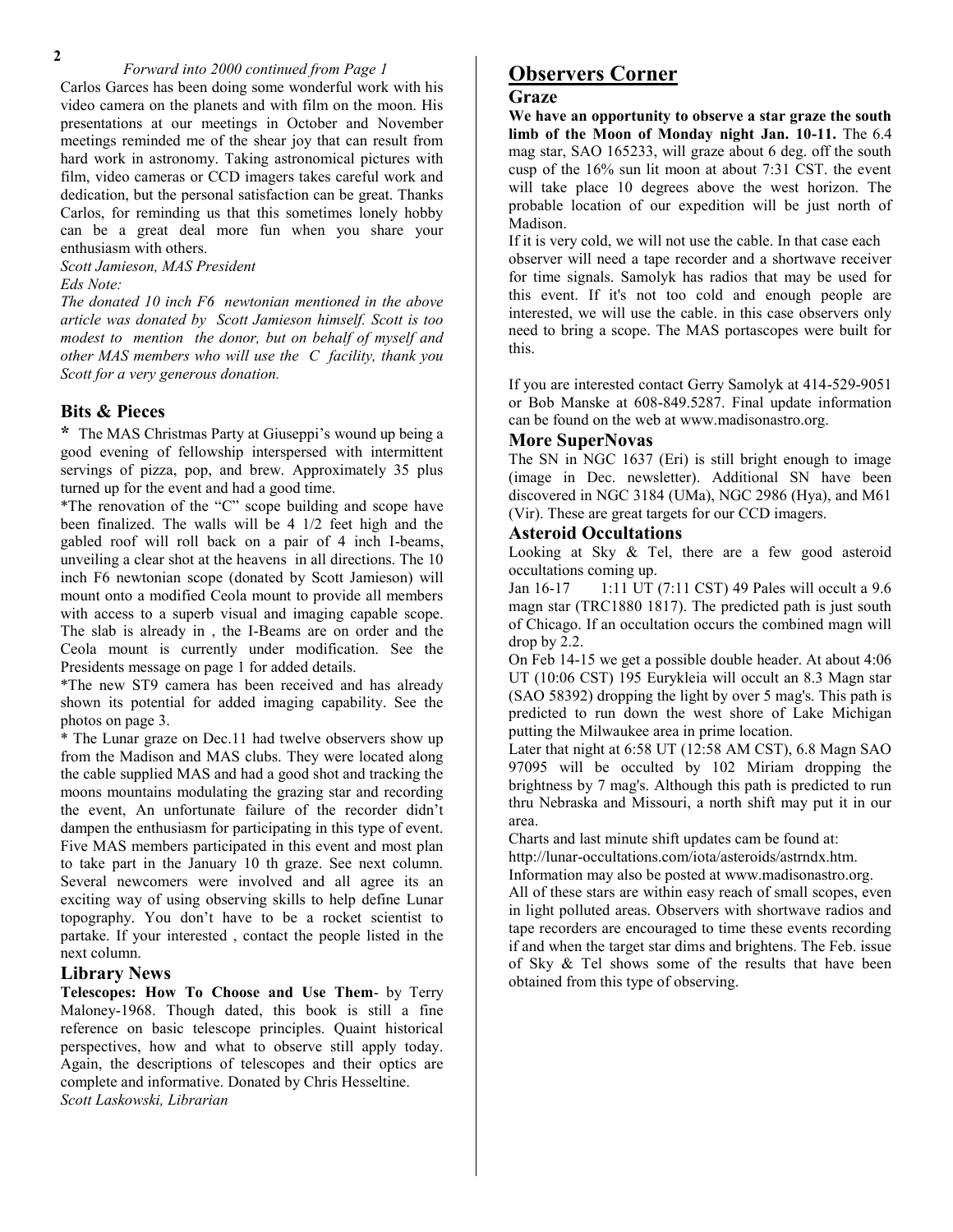*Forward into 2000 continued from Page 1*

Carlos Garces has been doing some wonderful work with his video camera on the planets and with film on the moon. His presentations at our meetings in October and November meetings reminded me of the shear joy that can result from hard work in astronomy. Taking astronomical pictures with film, video cameras or CCD imagers takes careful work and dedication, but the personal satisfaction can be great. Thanks Carlos, for reminding us that this sometimes lonely hobby can be a great deal more fun when you share your enthusiasm with others.

*Scott Jamieson, MAS President*

*Eds Note:*

*The donated 10 inch F6 newtonian mentioned in the above article was donated by Scott Jamieson himself. Scott is too modest to mention the donor, but on behalf of myself and other MAS members who will use the C facility, thank you Scott for a very generous donation.*

## Bits & Pieces

\* The MAS Christmas Party at Giuseppi's wound up being a good evening of fellowship interspersed with intermittent servings of pizza, pop, and brew. Approximately 35 plus turned up for the event and had a good time.

*The renovation of the "C" scope building and scope have been finalized. The walls will be 4 1/2 feet high and the gabled roof will roll back on a pair of 4 inch I-beams, unveiling a clear shot at the heavens in all directions. The 10 inch F6 newtonian scope (donated by Scott Jamieson) will mount onto a modified Ceola mount to provide all members with access to a superb visual and imaging capable scope. The slab is already in , the I-Beams are on order and the Ceola mount is currently under modification. See the Presidents message on page 1 for added details.

*The new ST9 camera has been received and has already shown its potential for added imaging capability. See the photos on page 3.

\* The Lunar graze on Dec.11 had twelve observers show up from the Madison and MAS clubs. They were located along the cable supplied MAS and had a good shot and tracking the moons mountains modulating the grazing star and recording the event, An unfortunate failure of the recorder didn't dampen the enthusiasm for participating in this type of event. Five MAS members participated in this event and most plan to take part in the January 10 th graze. See next column. Several newcomers were involved and all agree its an exciting way of using observing skills to help define Lunar topography. You don't have to be a rocket scientist to partake. If your interested , contact the people listed in the next column.

## Library News

**Telescopes: How To Choose and Use Them**- by Terry Maloney-1968. Though dated, this book is still a fine reference on basic telescope principles. Quaint historical perspectives, how and what to observe still apply today. Again, the descriptions of telescopes and their optics are complete and informative. Donated by Chris Hesseltine.

*Scott Laskowski, Librarian*

# Observers Corner

## Graze

**We have an opportunity to observe a star graze the south limb of the Moon of Monday night Jan. 10-11.** The 6.4 mag star, SAO 165233, will graze about 6 deg. off the south cusp of the 16% sun lit moon at about 7:31 CST. the event will take place 10 degrees above the west horizon. The probable location of our expedition will be just north of Madison.

If it is very cold, we will not use the cable. In that case each observer will need a tape recorder and a shortwave receiver for time signals. Samolyk has radios that may be used for this event. If it's not too cold and enough people are interested, we will use the cable. in this case observers only need to bring a scope. The MAS portascopes were built for this.

If you are interested contact Gerry Samolyk at 414-529-9051 or Bob Manske at 608-849.5287. Final update information can be found on the web at www.madisonastro.org.

## More SuperNovas

The SN in NGC 1637 (Eri) is still bright enough to image (image in Dec. newsletter). Additional SN have been discovered in NGC 3184 (UMa), NGC 2986 (Hya), and M61 (Vir). These are great targets for our CCD imagers.

## Asteroid Occultations

Looking at Sky & Tel, there are a few good asteroid occultations coming up.

Jan 16-17 1:11 UT (7:11 CST) 49 Pales will occult a 9.6 magn star (TRC1880 1817). The predicted path is just south of Chicago. If an occultation occurs the combined magn will drop by 2.2.

On Feb 14-15 we get a possible double header. At about 4:06 UT (10:06 CST) 195 Eurykleia will occult an 8.3 Magn star (SAO 58392) dropping the light by over 5 mag's. This path is predicted to run down the west shore of Lake Michigan putting the Milwaukee area in prime location.

Later that night at 6:58 UT (12:58 AM CST), 6.8 Magn SAO 97095 will be occulted by 102 Miriam dropping the brightness by 7 mag's. Although this path is predicted to run thru Nebraska and Missouri, a north shift may put it in our area.

Charts and last minute shift updates cam be found at:
http://lunar-occultations.com/iota/asteroids/astrndx.htm.

Information may also be posted at www.madisonastro.org.

All of these stars are within easy reach of small scopes, even in light polluted areas. Observers with shortwave radios and tape recorders are encouraged to time these events recording if and when the target star dims and brightens. The Feb. issue of Sky & Tel shows some of the results that have been obtained from this type of observing.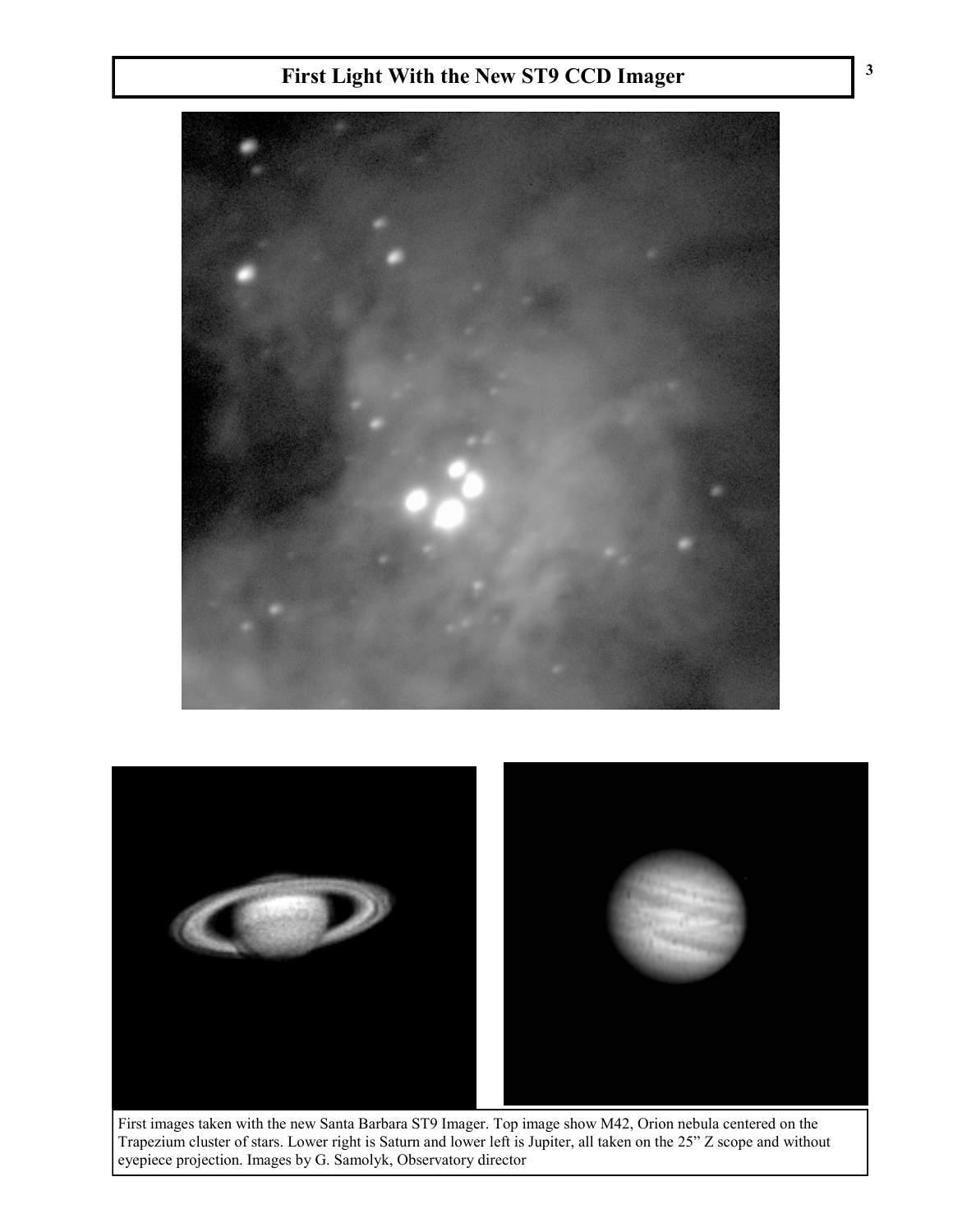# First Light With the New ST9 CCD Imager

First images taken with the new Santa Barbara ST9 Imager. Top image show M42, Orion nebula centered on the Trapezium cluster of stars. Lower right is Saturn and lower left is Jupiter, all taken on the 25" Z scope and without eyepiece projection. Images by G. Samolyk, Observatory director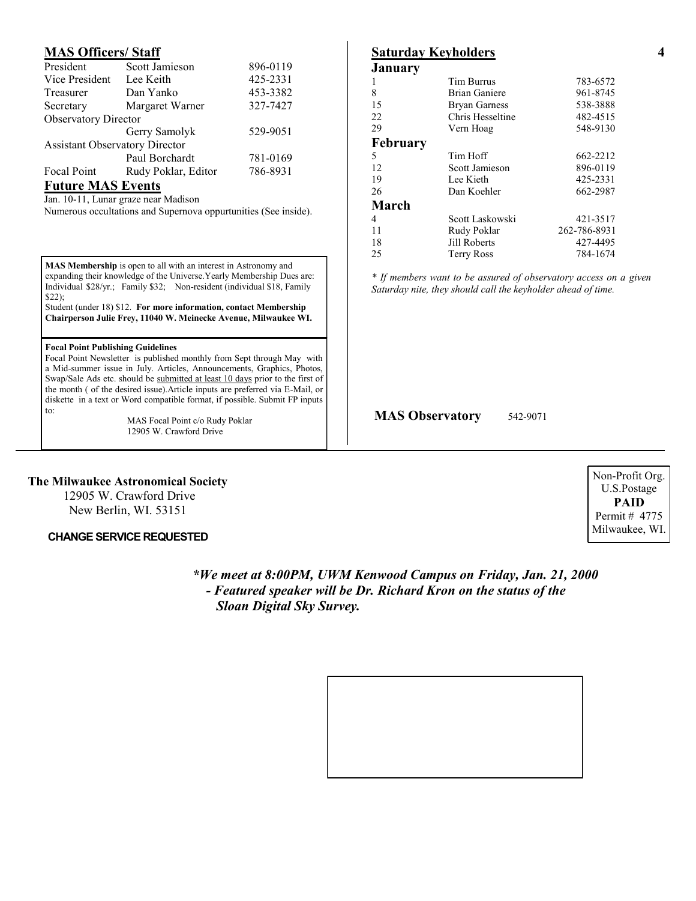## MAS Officers/ Staff

| | | |
|---|---|---|
| President | Scott Jamieson | 896-0119 |
| Vice President | Lee Keith | 425-2331 |
| Treasurer | Dan Yanko | 453-3382 |
| Secretary | Margaret Warner | 327-7427 |
| Observatory Director | | |
| | Gerry Samolyk | 529-9051 |
| Assistant Observatory Director | | |
| | Paul Borchardt | 781-0169 |
| Focal Point | Rudy Poklar, Editor | 786-8931 |

## Future MAS Events

Jan. 10-11, Lunar graze near Madison

Numerous occultations and Supernova oppurtunities (See inside).

**MAS Membership** is open to all with an interest in Astronomy and expanding their knowledge of the Universe.Yearly Membership Dues are: Individual $28/yr.; Family $32; Non-resident (individual $18, Family $22);

Student (under 18) $12. **For more information, contact Membership Chairperson Julie Frey, 11040 W. Meinecke Avenue, Milwaukee WI.**

**Focal Point Publishing Guidelines**

Focal Point Newsletter is published monthly from Sept through May with a Mid-summer issue in July. Articles, Announcements, Graphics, Photos, Swap/Sale Ads etc. should be submitted at least 10 days prior to the first of the month ( of the desired issue).Article inputs are preferred via E-Mail, or diskette in a text or Word compatible format, if possible. Submit FP inputs to:

MAS Focal Point c/o Rudy Poklar
12905 W. Crawford Drive

## Saturday Keyholders

| | | |
|---|---|---|
| **January** | | |
| 1 | Tim Burrus | 783-6572 |
| 8 | Brian Ganiere | 961-8745 |
| 15 | Bryan Garness | 538-3888 |
| 22 | Chris Hesseltine | 482-4515 |
| 29 | Vern Hoag | 548-9130 |
| **February** | | |
| 5 | Tim Hoff | 662-2212 |
| 12 | Scott Jamieson | 896-0119 |
| 19 | Lee Kieth | 425-2331 |
| 26 | Dan Koehler | 662-2987 |
| **March** | | |
| 4 | Scott Laskowski | 421-3517 |
| 11 | Rudy Poklar | 262-786-8931 |
| 18 | Jill Roberts | 427-4495 |
| 25 | Terry Ross | 784-1674 |

*\* If members want to be assured of observatory access on a given Saturday nite, they should call the keyholder ahead of time.*

**MAS Observatory** 542-9071

**The Milwaukee Astronomical Society**
12905 W. Crawford Drive
New Berlin, WI. 53151

**CHANGE SERVICE REQUESTED**

Non-Profit Org.
U.S.Postage
**PAID**
Permit # 4775
Milwaukee, WI.

***We meet at 8:00PM, UWM Kenwood Campus on Friday, Jan. 21, 2000 - Featured speaker will be Dr. Richard Kron on the status of the Sloan Digital Sky Survey.***